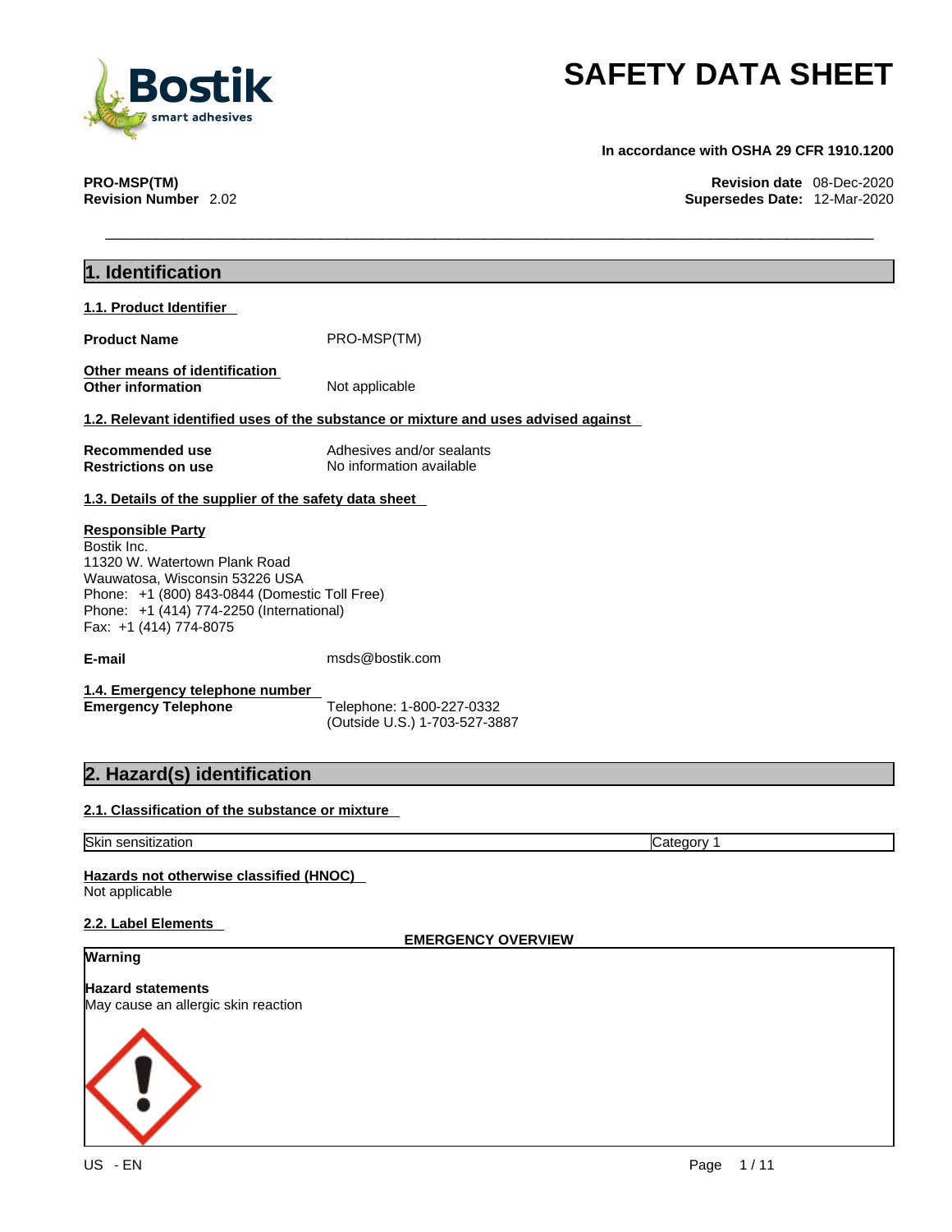# SAFETY DATA SHEET

**In accordance with OSHA 29 CFR 1910.1200**

**PRO-MSP(TM)**
**Revision Number** 2.02

**Revision date** 08-Dec-2020
**Supersedes Date:** 12-Mar-2020

## 1. Identification

### 1.1. Product Identifier

**Product Name** PRO-MSP(TM)

**Other means of identification**
**Other information** Not applicable

### 1.2. Relevant identified uses of the substance or mixture and uses advised against

**Recommended use** Adhesives and/or sealants
**Restrictions on use** No information available

### 1.3. Details of the supplier of the safety data sheet

**Responsible Party**
Bostik Inc.
11320 W. Watertown Plank Road
Wauwatosa, Wisconsin 53226 USA
Phone: +1 (800) 843-0844 (Domestic Toll Free)
Phone: +1 (414) 774-2250 (International)
Fax: +1 (414) 774-8075

**E-mail** msds@bostik.com

### 1.4. Emergency telephone number

**Emergency Telephone** Telephone: 1-800-227-0332
(Outside U.S.) 1-703-527-3887

## 2. Hazard(s) identification

### 2.1. Classification of the substance or mixture

| Skin sensitization | Category 1 |
|---|---|

**Hazards not otherwise classified (HNOC)**
Not applicable

### 2.2. Label Elements

**EMERGENCY OVERVIEW**

**Warning**

**Hazard statements**
May cause an allergic skin reaction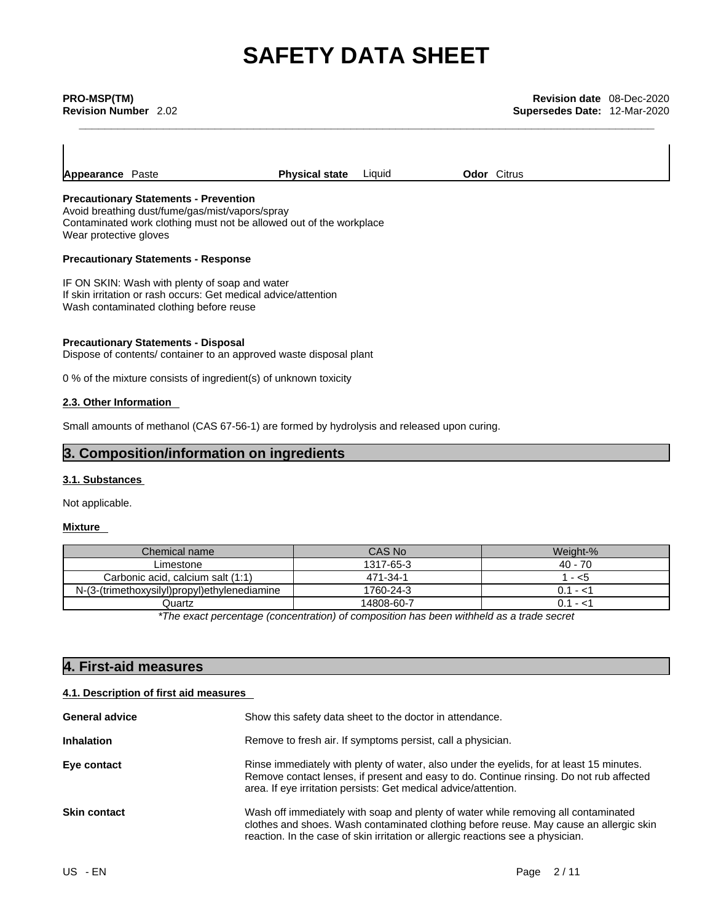# SAFETY DATA SHEET

**PRO-MSP(TM)**
**Revision Number** 2.02

**Revision date** 08-Dec-2020
**Supersedes Date:** 12-Mar-2020

| **Appearance** Paste | **Physical state** Liquid | **Odor** Citrus |
|---|---|---|

**Precautionary Statements - Prevention**
Avoid breathing dust/fume/gas/mist/vapors/spray
Contaminated work clothing must not be allowed out of the workplace
Wear protective gloves

**Precautionary Statements - Response**

IF ON SKIN: Wash with plenty of soap and water
If skin irritation or rash occurs: Get medical advice/attention
Wash contaminated clothing before reuse

**Precautionary Statements - Disposal**
Dispose of contents/ container to an approved waste disposal plant

0 % of the mixture consists of ingredient(s) of unknown toxicity

### 2.3. Other Information

Small amounts of methanol (CAS 67-56-1) are formed by hydrolysis and released upon curing.

## 3. Composition/information on ingredients

### 3.1. Substances

Not applicable.

### Mixture

| Chemical name | CAS No | Weight-% |
|---|---|---|
| Limestone | 1317-65-3 | 40 - 70 |
| Carbonic acid, calcium salt (1:1) | 471-34-1 | 1 - <5 |
| N-(3-(trimethoxysilyl)propyl)ethylenediamine | 1760-24-3 | 0.1 - <1 |
| Quartz | 14808-60-7 | 0.1 - <1 |

*\*The exact percentage (concentration) of composition has been withheld as a trade secret*

## 4. First-aid measures

### 4.1. Description of first aid measures

**General advice** Show this safety data sheet to the doctor in attendance.

**Inhalation** Remove to fresh air. If symptoms persist, call a physician.

**Eye contact** Rinse immediately with plenty of water, also under the eyelids, for at least 15 minutes. Remove contact lenses, if present and easy to do. Continue rinsing. Do not rub affected area. If eye irritation persists: Get medical advice/attention.

**Skin contact** Wash off immediately with soap and plenty of water while removing all contaminated clothes and shoes. Wash contaminated clothing before reuse. May cause an allergic skin reaction. In the case of skin irritation or allergic reactions see a physician.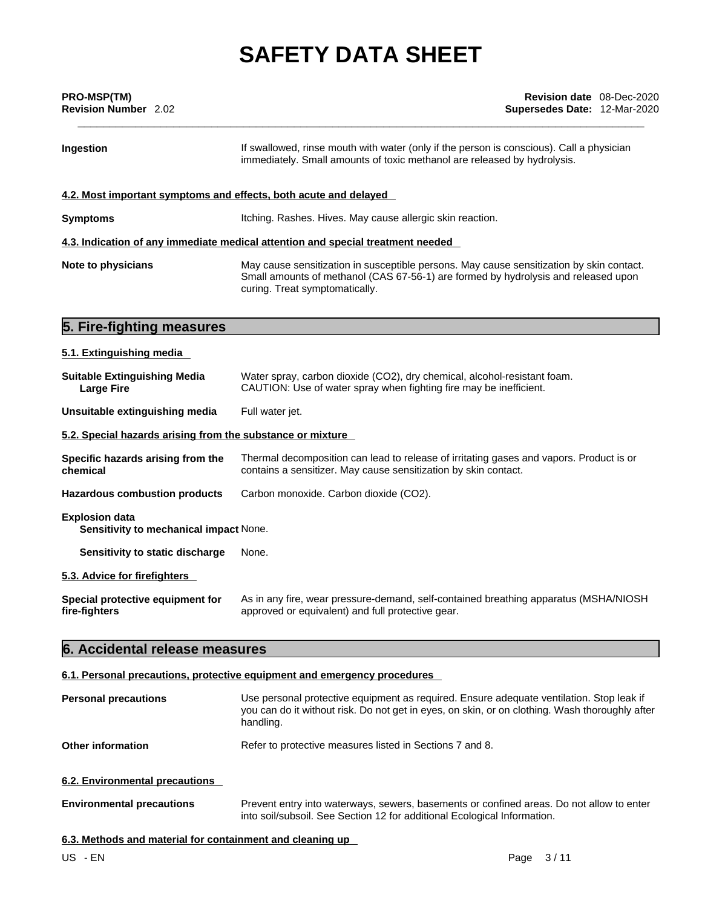**Ingestion** If swallowed, rinse mouth with water (only if the person is conscious). Call a physician immediately. Small amounts of toxic methanol are released by hydrolysis.

### 4.2. Most important symptoms and effects, both acute and delayed

**Symptoms** Itching. Rashes. Hives. May cause allergic skin reaction.

### 4.3. Indication of any immediate medical attention and special treatment needed

**Note to physicians** May cause sensitization in susceptible persons. May cause sensitization by skin contact. Small amounts of methanol (CAS 67-56-1) are formed by hydrolysis and released upon curing. Treat symptomatically.

## 5. Fire-fighting measures

### 5.1. Extinguishing media

**Suitable Extinguishing Media** Water spray, carbon dioxide ($CO_2$), dry chemical, alcohol-resistant foam.

**Large Fire** CAUTION: Use of water spray when fighting fire may be inefficient.

**Unsuitable extinguishing media** Full water jet.

### 5.2. Special hazards arising from the substance or mixture

**Specific hazards arising from the chemical** Thermal decomposition can lead to release of irritating gases and vapors. Product is or contains a sensitizer. May cause sensitization by skin contact.

**Hazardous combustion products** Carbon monoxide. Carbon dioxide ($CO_2$).

**Explosion data**

**Sensitivity to mechanical impact** None.

**Sensitivity to static discharge** None.

### 5.3. Advice for firefighters

**Special protective equipment for fire-fighters** As in any fire, wear pressure-demand, self-contained breathing apparatus (MSHA/NIOSH approved or equivalent) and full protective gear.

## 6. Accidental release measures

### 6.1. Personal precautions, protective equipment and emergency procedures

**Personal precautions** Use personal protective equipment as required. Ensure adequate ventilation. Stop leak if you can do it without risk. Do not get in eyes, on skin, or on clothing. Wash thoroughly after handling.

**Other information** Refer to protective measures listed in Sections 7 and 8.

### 6.2. Environmental precautions

**Environmental precautions** Prevent entry into waterways, sewers, basements or confined areas. Do not allow to enter into soil/subsoil. See Section 12 for additional Ecological Information.

### 6.3. Methods and material for containment and cleaning up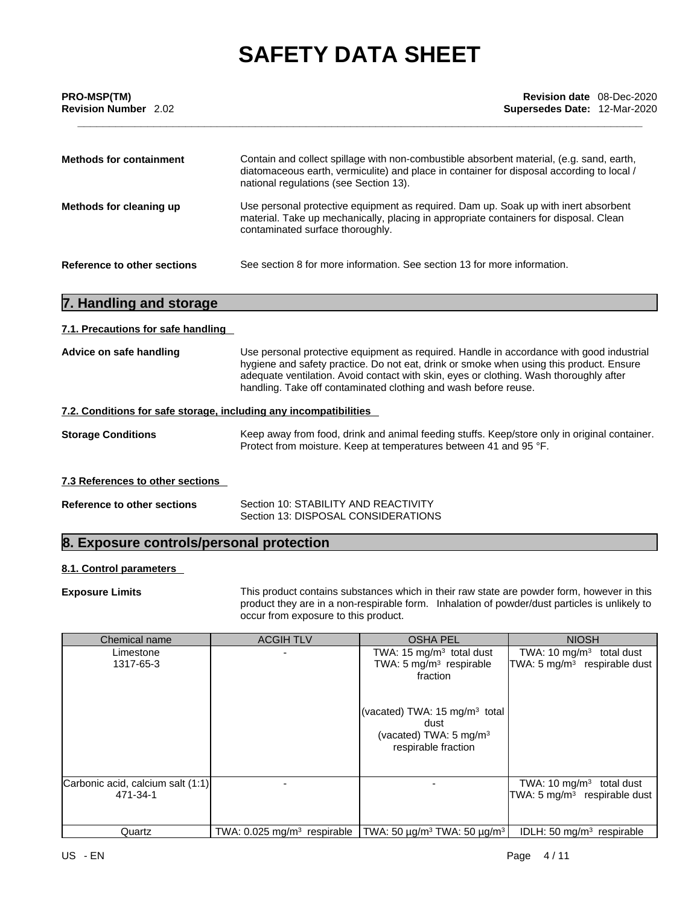| | |
|---|---|
| **Methods for containment** | Contain and collect spillage with non-combustible absorbent material, (e.g. sand, earth, diatomaceous earth, vermiculite) and place in container for disposal according to local / national regulations (see Section 13). |
| **Methods for cleaning up** | Use personal protective equipment as required. Dam up. Soak up with inert absorbent material. Take up mechanically, placing in appropriate containers for disposal. Clean contaminated surface thoroughly. |
| **Reference to other sections** | See section 8 for more information. See section 13 for more information. |

## 7. Handling and storage

### 7.1. Precautions for safe handling

**Advice on safe handling** — Use personal protective equipment as required. Handle in accordance with good industrial hygiene and safety practice. Do not eat, drink or smoke when using this product. Ensure adequate ventilation. Avoid contact with skin, eyes or clothing. Wash thoroughly after handling. Take off contaminated clothing and wash before reuse.

### 7.2. Conditions for safe storage, including any incompatibilities

**Storage Conditions** — Keep away from food, drink and animal feeding stuffs. Keep/store only in original container. Protect from moisture. Keep at temperatures between 41 and 95 °F.

### 7.3 References to other sections

**Reference to other sections** — Section 10: STABILITY AND REACTIVITY
Section 13: DISPOSAL CONSIDERATIONS

## 8. Exposure controls/personal protection

### 8.1. Control parameters

**Exposure Limits** — This product contains substances which in their raw state are powder form, however in this product they are in a non-respirable form. Inhalation of powder/dust particles is unlikely to occur from exposure to this product.

| Chemical name | ACGIH TLV | OSHA PEL | NIOSH |
|---|---|---|---|
| Limestone<br>1317-65-3 | - | TWA: 15 mg/m³ total dust<br>TWA: 5 mg/m³ respirable fraction<br><br>(vacated) TWA: 15 mg/m³ total dust<br>(vacated) TWA: 5 mg/m³ respirable fraction | TWA: 10 mg/m³ total dust<br>TWA: 5 mg/m³ respirable dust |
| Carbonic acid, calcium salt (1:1)<br>471-34-1 | - | - | TWA: 10 mg/m³ total dust<br>TWA: 5 mg/m³ respirable dust |
| Quartz | TWA: 0.025 mg/m³ respirable | TWA: 50 μg/m³ TWA: 50 μg/m³ | IDLH: 50 mg/m³ respirable |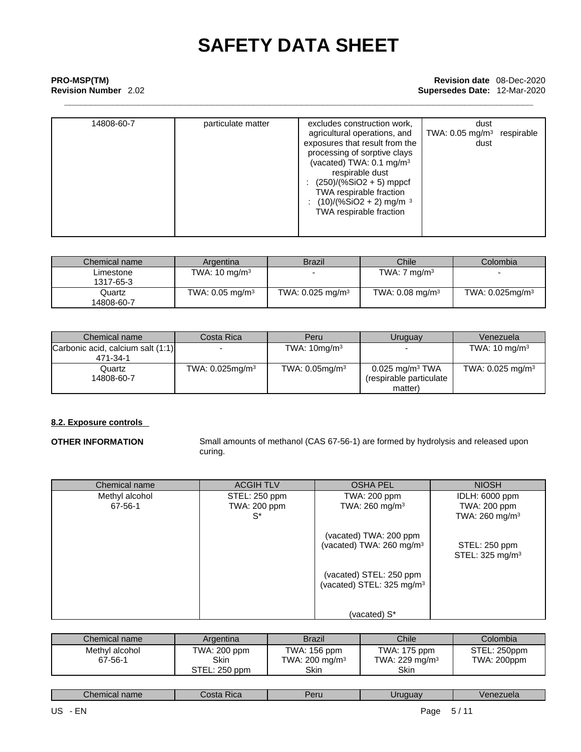| 14808-60-7 | particulate matter | excludes construction work, agricultural operations, and exposures that result from the processing of sorptive clays (vacated) TWA: 0.1 mg/m³ respirable dust : (250)/(%SiO2 + 5) mppcf TWA respirable fraction : (10)/(%SiO2 + 2) mg/m ³ TWA respirable fraction | dust TWA: 0.05 mg/m³ respirable dust |
|---|---|---|---|

| Chemical name | Argentina | Brazil | Chile | Colombia |
|---|---|---|---|---|
| Limestone 1317-65-3 | TWA: 10 mg/m³ | - | TWA: 7 mg/m³ | - |
| Quartz 14808-60-7 | TWA: 0.05 mg/m³ | TWA: 0.025 mg/m³ | TWA: 0.08 mg/m³ | TWA: 0.025mg/m³ |

| Chemical name | Costa Rica | Peru | Uruguay | Venezuela |
|---|---|---|---|---|
| Carbonic acid, calcium salt (1:1) 471-34-1 | - | TWA: 10mg/m³ | - | TWA: 10 mg/m³ |
| Quartz 14808-60-7 | TWA: 0.025mg/m³ | TWA: 0.05mg/m³ | 0.025 mg/m³ TWA (respirable particulate matter) | TWA: 0.025 mg/m³ |

**8.2. Exposure controls**

**OTHER INFORMATION** Small amounts of methanol (CAS 67-56-1) are formed by hydrolysis and released upon curing.

| Chemical name | ACGIH TLV | OSHA PEL | NIOSH |
|---|---|---|---|
| Methyl alcohol 67-56-1 | STEL: 250 ppm TWA: 200 ppm S* | TWA: 200 ppm TWA: 260 mg/m³ (vacated) TWA: 200 ppm (vacated) TWA: 260 mg/m³ (vacated) STEL: 250 ppm (vacated) STEL: 325 mg/m³ (vacated) S* | IDLH: 6000 ppm TWA: 200 ppm TWA: 260 mg/m³ STEL: 250 ppm STEL: 325 mg/m³ |

| Chemical name | Argentina | Brazil | Chile | Colombia |
|---|---|---|---|---|
| Methyl alcohol 67-56-1 | TWA: 200 ppm Skin STEL: 250 ppm | TWA: 156 ppm TWA: 200 mg/m³ Skin | TWA: 175 ppm TWA: 229 mg/m³ Skin | STEL: 250ppm TWA: 200ppm |

| Chemical name | Costa Rica | Peru | Uruguay | Venezuela |
|---|---|---|---|---|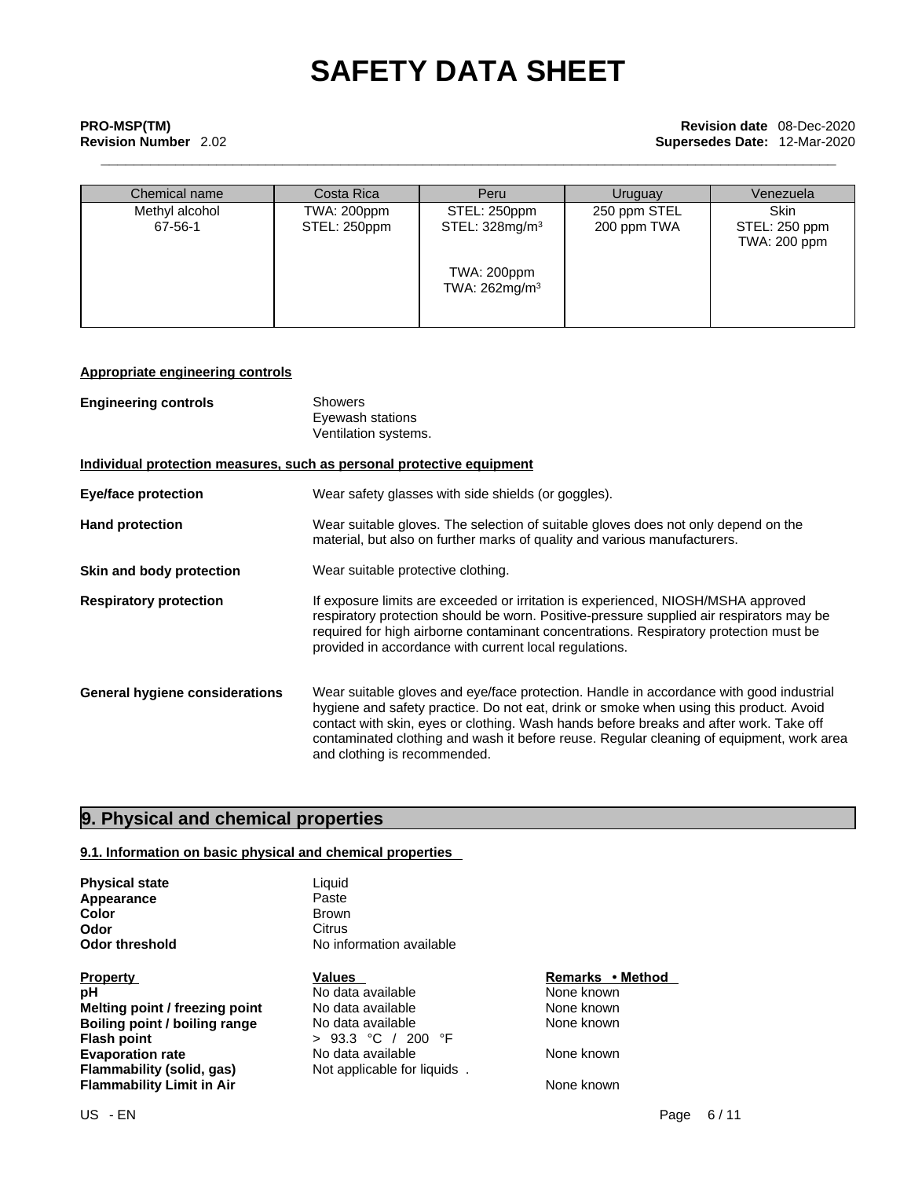| Chemical name | Costa Rica | Peru | Uruguay | Venezuela |
|---|---|---|---|---|
| Methyl alcohol<br>67-56-1 | TWA: 200ppm<br>STEL: 250ppm | STEL: 250ppm<br>STEL: 328mg/m³<br><br>TWA: 200ppm<br>TWA: 262mg/m³ | 250 ppm STEL<br>200 ppm TWA | Skin<br>STEL: 250 ppm<br>TWA: 200 ppm |

**Appropriate engineering controls**

**Engineering controls**
Showers
Eyewash stations
Ventilation systems.

**Individual protection measures, such as personal protective equipment**

**Eye/face protection** Wear safety glasses with side shields (or goggles).

**Hand protection** Wear suitable gloves. The selection of suitable gloves does not only depend on the material, but also on further marks of quality and various manufacturers.

**Skin and body protection** Wear suitable protective clothing.

**Respiratory protection** If exposure limits are exceeded or irritation is experienced, NIOSH/MSHA approved respiratory protection should be worn. Positive-pressure supplied air respirators may be required for high airborne contaminant concentrations. Respiratory protection must be provided in accordance with current local regulations.

**General hygiene considerations** Wear suitable gloves and eye/face protection. Handle in accordance with good industrial hygiene and safety practice. Do not eat, drink or smoke when using this product. Avoid contact with skin, eyes or clothing. Wash hands before breaks and after work. Take off contaminated clothing and wash it before reuse. Regular cleaning of equipment, work area and clothing is recommended.

## 9. Physical and chemical properties

**9.1. Information on basic physical and chemical properties**

**Physical state** Liquid
**Appearance** Paste
**Color** Brown
**Odor** Citrus
**Odor threshold** No information available

| Property | Values | Remarks • Method |
|---|---|---|
| **pH** | No data available | None known |
| **Melting point / freezing point** | No data available | None known |
| **Boiling point / boiling range** | No data available | None known |
| **Flash point** | > 93.3 °C / 200 °F | |
| **Evaporation rate** | No data available | None known |
| **Flammability (solid, gas)** | Not applicable for liquids . | |
| **Flammability Limit in Air** | | None known |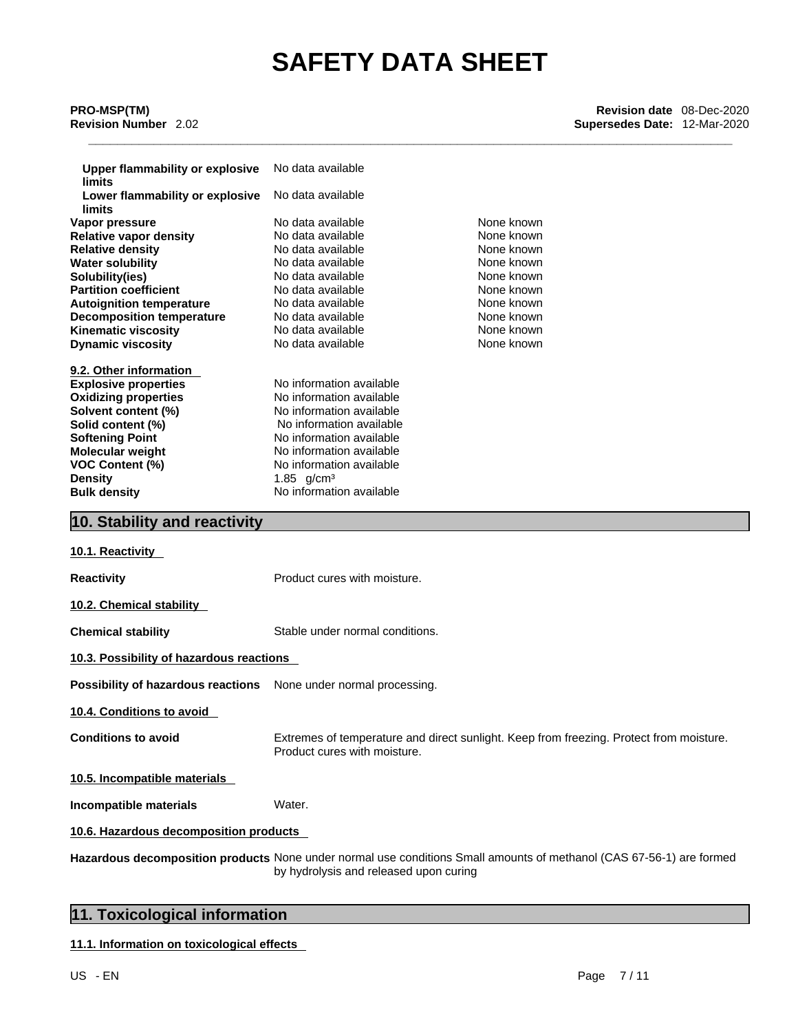| | | |
|---|---|---|
| **Upper flammability or explosive limits** | No data available | |
| **Lower flammability or explosive limits** | No data available | |
| **Vapor pressure** | No data available | None known |
| **Relative vapor density** | No data available | None known |
| **Relative density** | No data available | None known |
| **Water solubility** | No data available | None known |
| **Solubility(ies)** | No data available | None known |
| **Partition coefficient** | No data available | None known |
| **Autoignition temperature** | No data available | None known |
| **Decomposition temperature** | No data available | None known |
| **Kinematic viscosity** | No data available | None known |
| **Dynamic viscosity** | No data available | None known |

**9.2. Other information**

| | |
|---|---|
| **Explosive properties** | No information available |
| **Oxidizing properties** | No information available |
| **Solvent content (%)** | No information available |
| **Solid content (%)** | No information available |
| **Softening Point** | No information available |
| **Molecular weight** | No information available |
| **VOC Content (%)** | No information available |
| **Density** | 1.85 g/cm³ |
| **Bulk density** | No information available |

## 10. Stability and reactivity

**10.1. Reactivity**

**Reactivity** Product cures with moisture.

**10.2. Chemical stability**

**Chemical stability** Stable under normal conditions.

**10.3. Possibility of hazardous reactions**

**Possibility of hazardous reactions** None under normal processing.

**10.4. Conditions to avoid**

**Conditions to avoid** Extremes of temperature and direct sunlight. Keep from freezing. Protect from moisture. Product cures with moisture.

**10.5. Incompatible materials**

**Incompatible materials** Water.

**10.6. Hazardous decomposition products**

**Hazardous decomposition products** None under normal use conditions Small amounts of methanol (CAS 67-56-1) are formed by hydrolysis and released upon curing

## 11. Toxicological information

**11.1. Information on toxicological effects**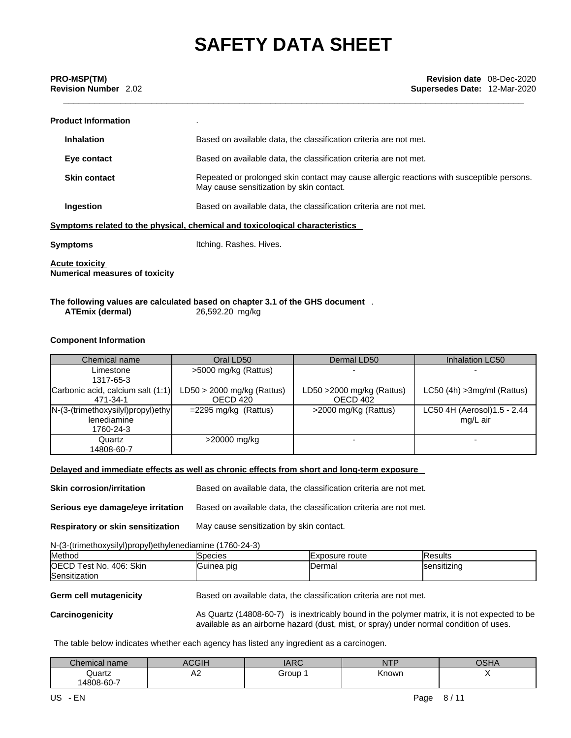**Product Information** .

**Inhalation** Based on available data, the classification criteria are not met.

**Eye contact** Based on available data, the classification criteria are not met.

**Skin contact** Repeated or prolonged skin contact may cause allergic reactions with susceptible persons. May cause sensitization by skin contact.

**Ingestion** Based on available data, the classification criteria are not met.

**Symptoms related to the physical, chemical and toxicological characteristics**

**Symptoms** Itching. Rashes. Hives.

**Acute toxicity**
**Numerical measures of toxicity**

**The following values are calculated based on chapter 3.1 of the GHS document** .

**ATEmix (dermal)** 26,592.20 mg/kg

**Component Information**

| Chemical name | Oral LD50 | Dermal LD50 | Inhalation LC50 |
|---|---|---|---|
| Limestone<br>1317-65-3 | >5000 mg/kg (Rattus) | - | - |
| Carbonic acid, calcium salt (1:1)<br>471-34-1 | LD50 > 2000 mg/kg (Rattus)<br>OECD 420 | LD50 >2000 mg/kg (Rattus)<br>OECD 402 | LC50 (4h) >3mg/ml (Rattus) |
| N-(3-(trimethoxysilyl)propyl)ethylenediamine<br>1760-24-3 | =2295 mg/kg (Rattus) | >2000 mg/Kg (Rattus) | LC50 4H (Aerosol)1.5 - 2.44 mg/L air |
| Quartz<br>14808-60-7 | >20000 mg/kg | - | - |

**Delayed and immediate effects as well as chronic effects from short and long-term exposure**

**Skin corrosion/irritation** Based on available data, the classification criteria are not met.

**Serious eye damage/eye irritation** Based on available data, the classification criteria are not met.

**Respiratory or skin sensitization** May cause sensitization by skin contact.

N-(3-(trimethoxysilyl)propyl)ethylenediamine (1760-24-3)

| Method | Species | Exposure route | Results |
|---|---|---|---|
| OECD Test No. 406: Skin Sensitization | Guinea pig | Dermal | sensitizing |

**Germ cell mutagenicity** Based on available data, the classification criteria are not met.

**Carcinogenicity** As Quartz (14808-60-7) is inextricably bound in the polymer matrix, it is not expected to be available as an airborne hazard (dust, mist, or spray) under normal condition of uses.

The table below indicates whether each agency has listed any ingredient as a carcinogen.

| Chemical name | ACGIH | IARC | NTP | OSHA |
|---|---|---|---|---|
| Quartz<br>14808-60-7 | A2 | Group 1 | Known | X |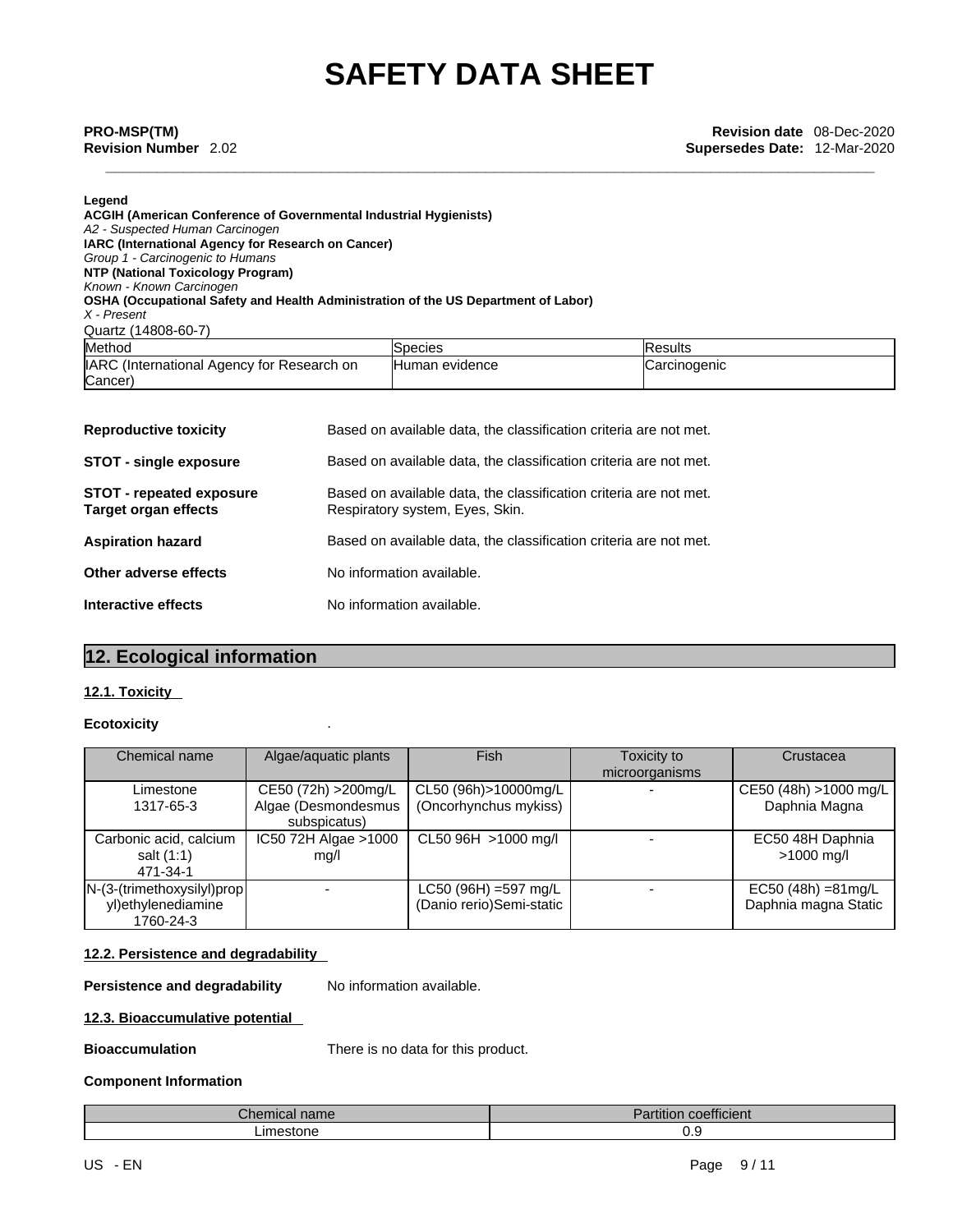**Legend**

**ACGIH (American Conference of Governmental Industrial Hygienists)**
*A2 - Suspected Human Carcinogen*
**IARC (International Agency for Research on Cancer)**
*Group 1 - Carcinogenic to Humans*
**NTP (National Toxicology Program)**
*Known - Known Carcinogen*
**OSHA (Occupational Safety and Health Administration of the US Department of Labor)**
*X - Present*

Quartz (14808-60-7)

| Method | Species | Results |
|---|---|---|
| IARC (International Agency for Research on Cancer) | Human evidence | Carcinogenic |

**Reproductive toxicity** Based on available data, the classification criteria are not met.

**STOT - single exposure** Based on available data, the classification criteria are not met.

**STOT - repeated exposure** Based on available data, the classification criteria are not met.
**Target organ effects** Respiratory system, Eyes, Skin.

**Aspiration hazard** Based on available data, the classification criteria are not met.

**Other adverse effects** No information available.

**Interactive effects** No information available.

## 12. Ecological information

### 12.1. Toxicity

**Ecotoxicity** .

| Chemical name | Algae/aquatic plants | Fish | Toxicity to microorganisms | Crustacea |
|---|---|---|---|---|
| Limestone 1317-65-3 | CE50 (72h) >200mg/L Algae (Desmondesmus subspicatus) | CL50 (96h)>10000mg/L (Oncorhynchus mykiss) | - | CE50 (48h) >1000 mg/L Daphnia Magna |
| Carbonic acid, calcium salt (1:1) 471-34-1 | IC50 72H Algae >1000 mg/l | CL50 96H >1000 mg/l | - | EC50 48H Daphnia >1000 mg/l |
| N-(3-(trimethoxysilyl)propyl)ethylenediamine 1760-24-3 | - | LC50 (96H) =597 mg/L (Danio rerio)Semi-static | - | EC50 (48h) =81mg/L Daphnia magna Static |

### 12.2. Persistence and degradability

**Persistence and degradability** No information available.

### 12.3. Bioaccumulative potential

**Bioaccumulation** There is no data for this product.

**Component Information**

| Chemical name | Partition coefficient |
|---|---|
| Limestone | 0.9 |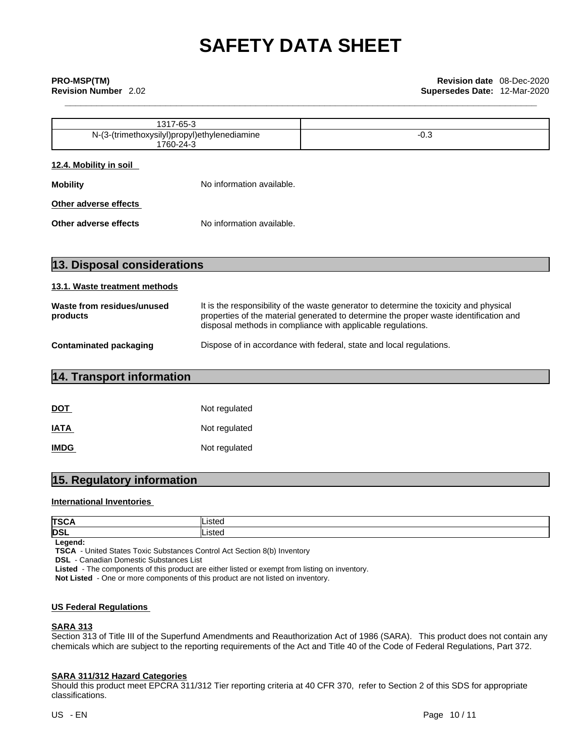| 1317-65-3 | |
|---|---|
| N-(3-(trimethoxysilyl)propyl)ethylenediamine 1760-24-3 | -0.3 |

**12.4. Mobility in soil**

**Mobility** No information available.

**Other adverse effects**

**Other adverse effects** No information available.

## 13. Disposal considerations

**13.1. Waste treatment methods**

**Waste from residues/unused products** It is the responsibility of the waste generator to determine the toxicity and physical properties of the material generated to determine the proper waste identification and disposal methods in compliance with applicable regulations.

**Contaminated packaging** Dispose of in accordance with federal, state and local regulations.

## 14. Transport information

**DOT** Not regulated

**IATA** Not regulated

**IMDG** Not regulated

## 15. Regulatory information

**International Inventories**

| **TSCA** | Listed |
|---|---|
| **DSL** | Listed |

**Legend:**
**TSCA** - United States Toxic Substances Control Act Section 8(b) Inventory
**DSL** - Canadian Domestic Substances List
**Listed** - The components of this product are either listed or exempt from listing on inventory.
**Not Listed** - One or more components of this product are not listed on inventory.

**US Federal Regulations**

**SARA 313**
Section 313 of Title III of the Superfund Amendments and Reauthorization Act of 1986 (SARA). This product does not contain any chemicals which are subject to the reporting requirements of the Act and Title 40 of the Code of Federal Regulations, Part 372.

**SARA 311/312 Hazard Categories**
Should this product meet EPCRA 311/312 Tier reporting criteria at 40 CFR 370, refer to Section 2 of this SDS for appropriate classifications.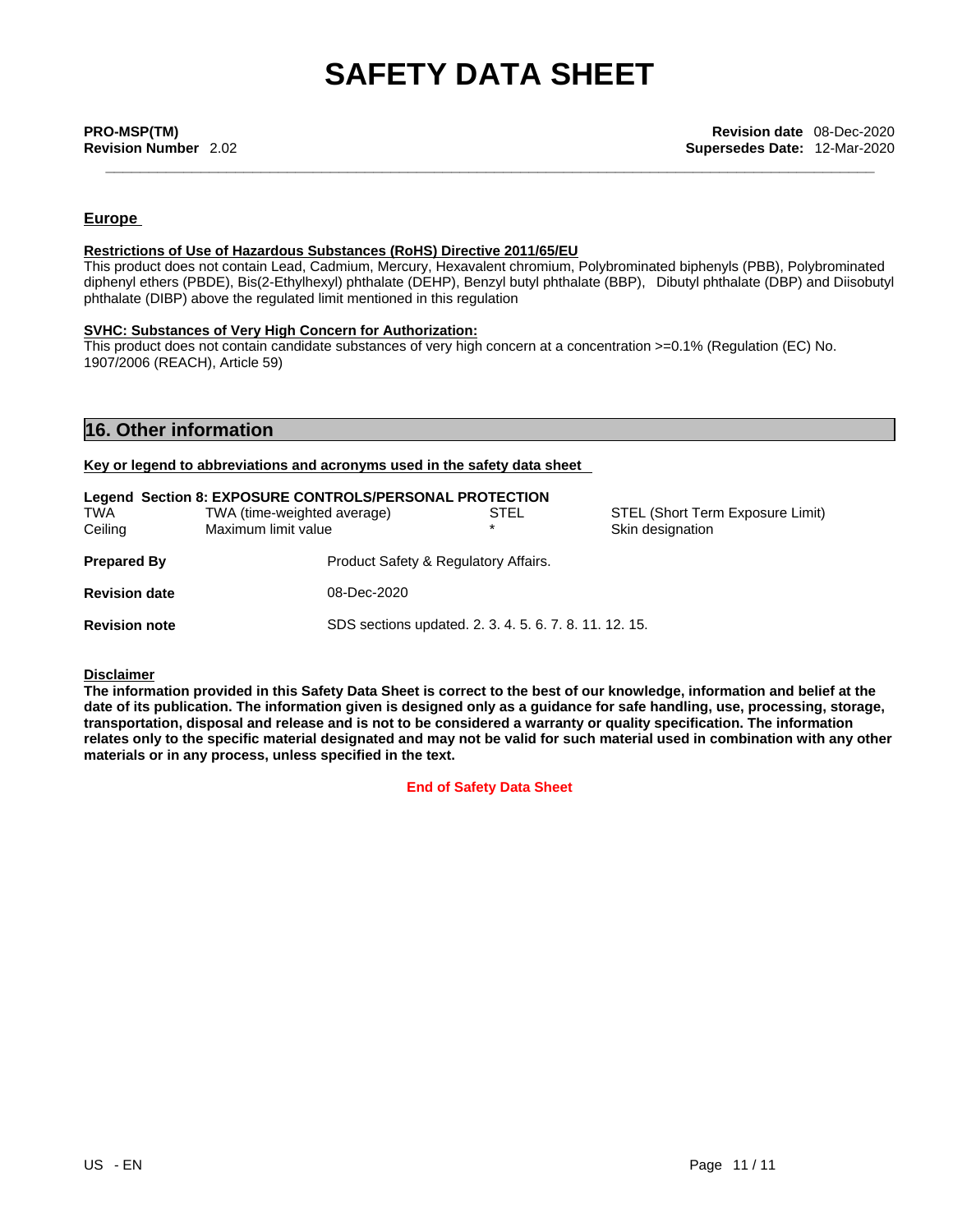**Europe**

**Restrictions of Use of Hazardous Substances (RoHS) Directive 2011/65/EU**

This product does not contain Lead, Cadmium, Mercury, Hexavalent chromium, Polybrominated biphenyls (PBB), Polybrominated diphenyl ethers (PBDE), Bis(2-Ethylhexyl) phthalate (DEHP), Benzyl butyl phthalate (BBP), Dibutyl phthalate (DBP) and Diisobutyl phthalate (DIBP) above the regulated limit mentioned in this regulation

**SVHC: Substances of Very High Concern for Authorization:**

This product does not contain candidate substances of very high concern at a concentration >=0.1% (Regulation (EC) No. 1907/2006 (REACH), Article 59)

## 16. Other information

**Key or legend to abbreviations and acronyms used in the safety data sheet**

**Legend Section 8: EXPOSURE CONTROLS/PERSONAL PROTECTION**

| | | | |
|---|---|---|---|
| TWA | TWA (time-weighted average) | STEL | STEL (Short Term Exposure Limit) |
| Ceiling | Maximum limit value | * | Skin designation |

| | |
|---|---|
| **Prepared By** | Product Safety & Regulatory Affairs. |
| **Revision date** | 08-Dec-2020 |
| **Revision note** | SDS sections updated. 2. 3. 4. 5. 6. 7. 8. 11. 12. 15. |

**Disclaimer**

**The information provided in this Safety Data Sheet is correct to the best of our knowledge, information and belief at the date of its publication. The information given is designed only as a guidance for safe handling, use, processing, storage, transportation, disposal and release and is not to be considered a warranty or quality specification. The information relates only to the specific material designated and may not be valid for such material used in combination with any other materials or in any process, unless specified in the text.**

**End of Safety Data Sheet**